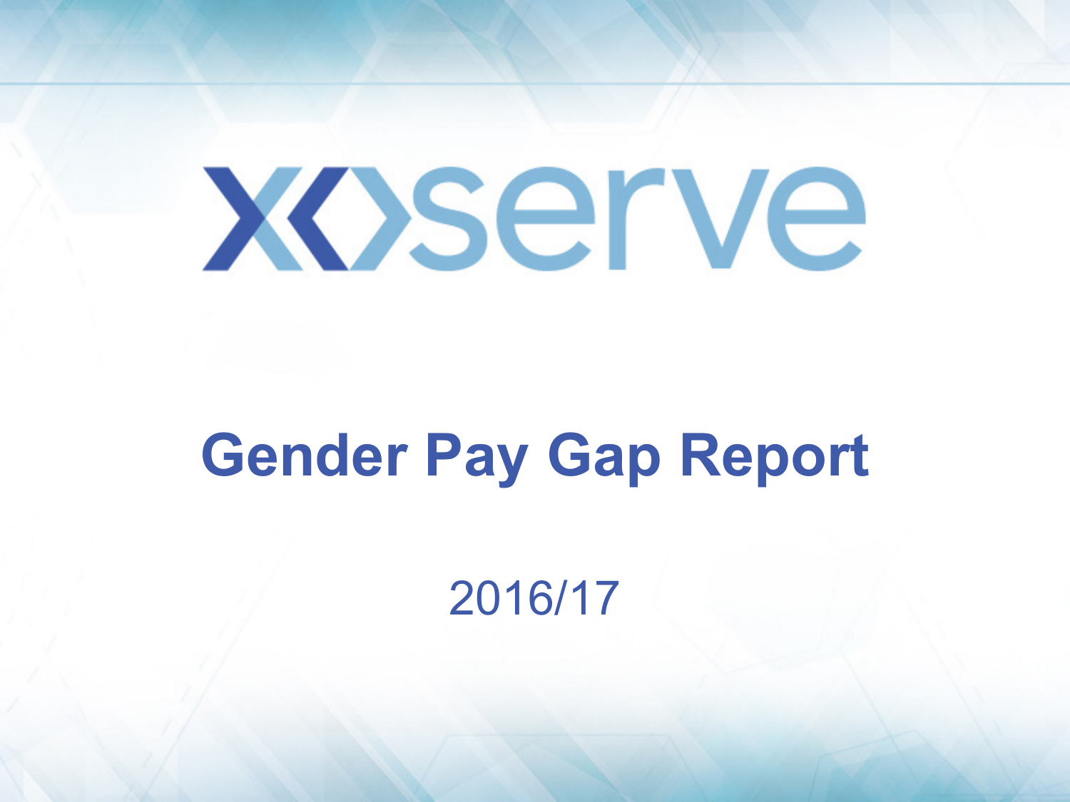xoserve

# Gender Pay Gap Report

2016/17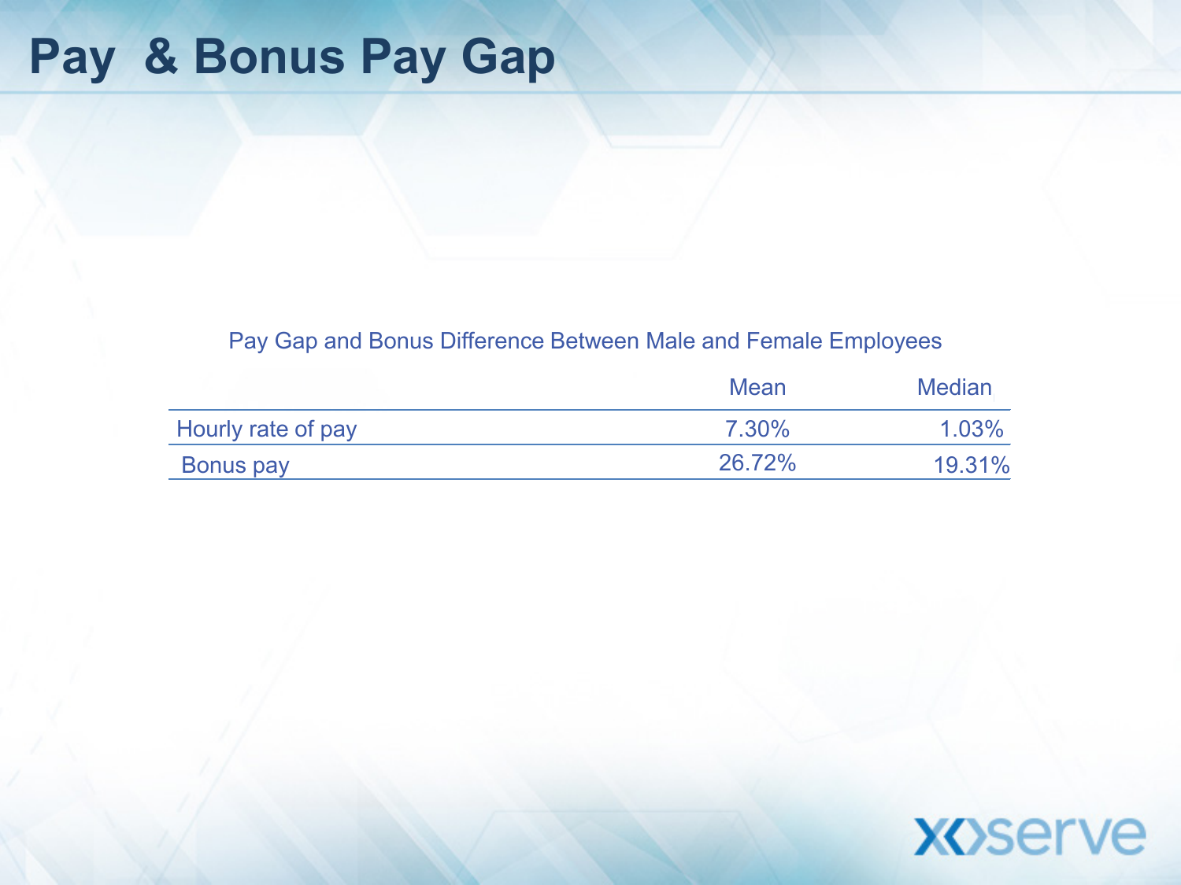# Pay & Bonus Pay Gap

Pay Gap and Bonus Difference Between Male and Female Employees

| | Mean | Median |
|---|---|---|
| Hourly rate of pay | 7.30% | 1.03% |
| Bonus pay | 26.72% | 19.31% |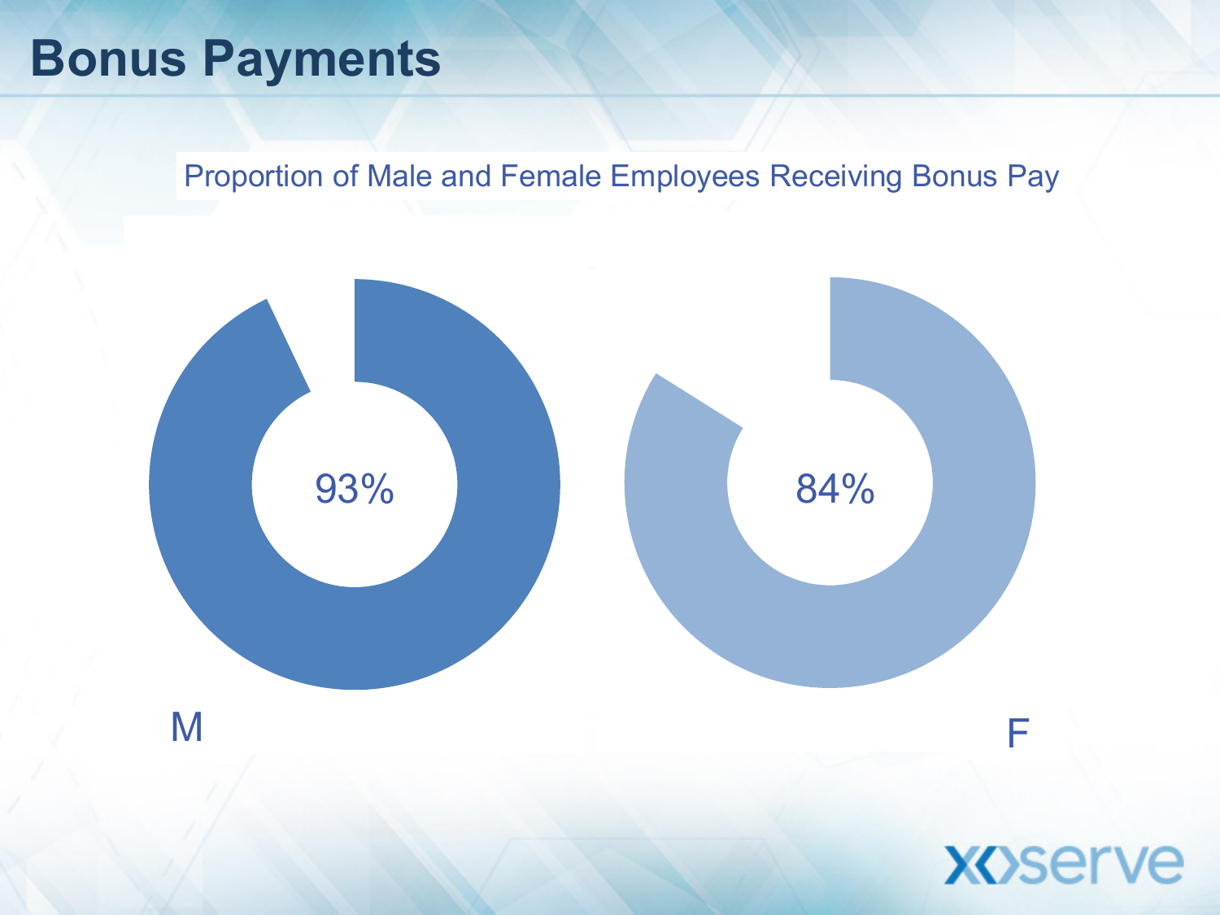# Bonus Payments

Proportion of Male and Female Employees Receiving Bonus Pay

93%

M

84%

F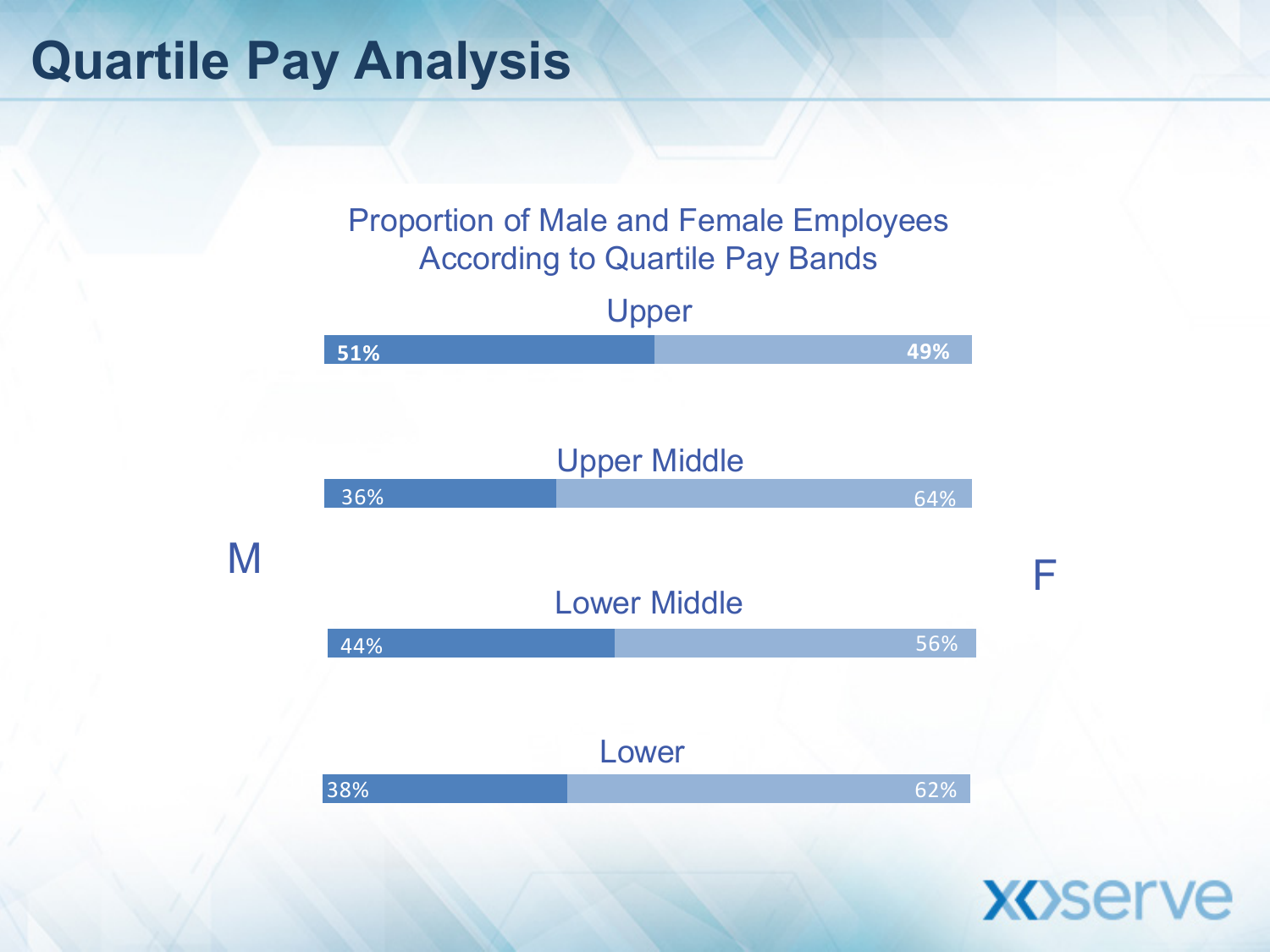# Quartile Pay Analysis

Proportion of Male and Female Employees According to Quartile Pay Bands

M

F

Upper

51%

49%

Upper Middle

36%

64%

Lower Middle

44%

56%

Lower

38%

62%

xoserve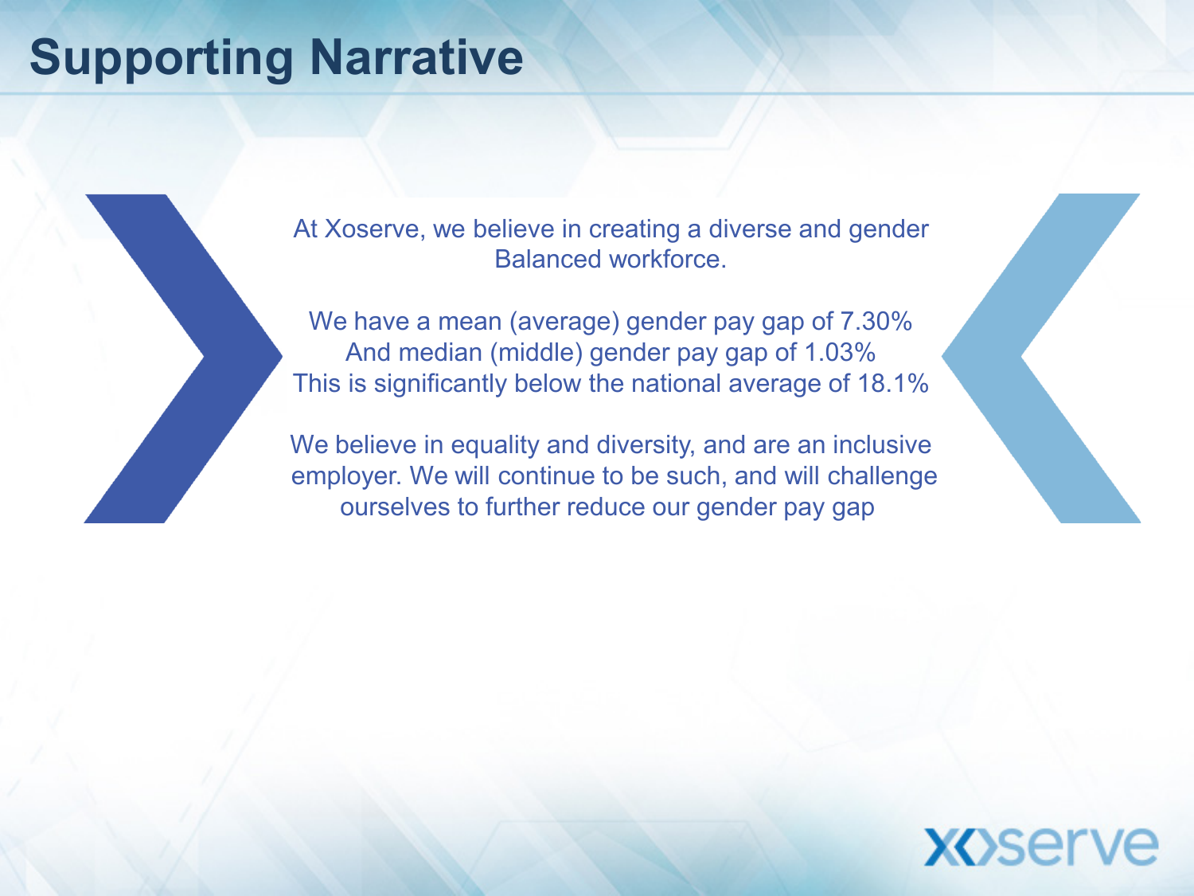# Supporting Narrative

At Xoserve, we believe in creating a diverse and gender Balanced workforce.

We have a mean (average) gender pay gap of 7.30%
And median (middle) gender pay gap of 1.03%
This is significantly below the national average of 18.1%

We believe in equality and diversity, and are an inclusive employer. We will continue to be such, and will challenge ourselves to further reduce our gender pay gap